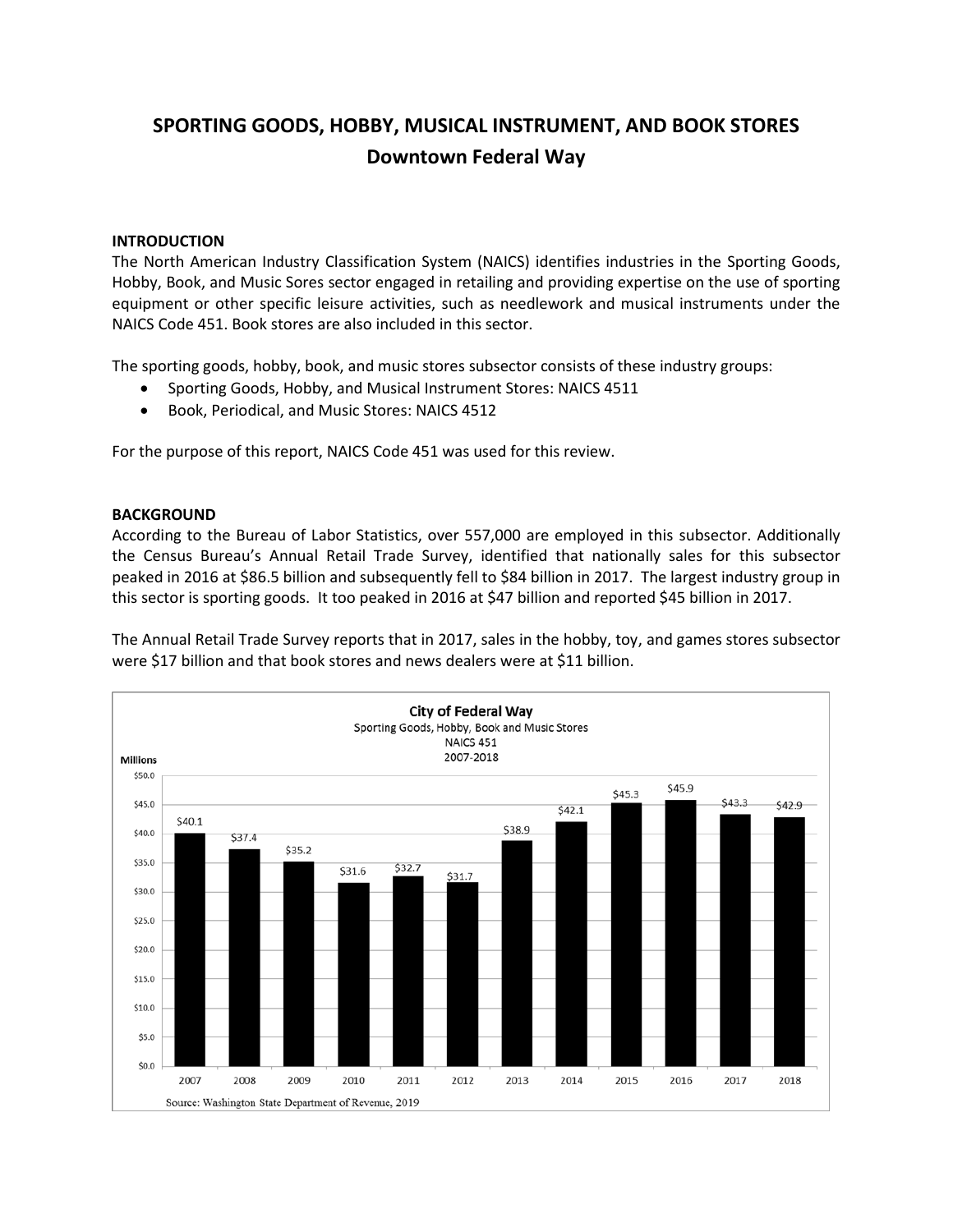# SPORTING GOODS, HOBBY, MUSICAL INSTRUMENT, AND BOOK STORES
## Downtown Federal Way

### INTRODUCTION

The North American Industry Classification System (NAICS) identifies industries in the Sporting Goods, Hobby, Book, and Music Sores sector engaged in retailing and providing expertise on the use of sporting equipment or other specific leisure activities, such as needlework and musical instruments under the NAICS Code 451. Book stores are also included in this sector.

The sporting goods, hobby, book, and music stores subsector consists of these industry groups:

- Sporting Goods, Hobby, and Musical Instrument Stores: NAICS 4511
- Book, Periodical, and Music Stores: NAICS 4512

For the purpose of this report, NAICS Code 451 was used for this review.

### BACKGROUND

According to the Bureau of Labor Statistics, over 557,000 are employed in this subsector. Additionally the Census Bureau's Annual Retail Trade Survey, identified that nationally sales for this subsector peaked in 2016 at $86.5 billion and subsequently fell to $84 billion in 2017. The largest industry group in this sector is sporting goods. It too peaked in 2016 at $47 billion and reported $45 billion in 2017.

The Annual Retail Trade Survey reports that in 2017, sales in the hobby, toy, and games stores subsector were $17 billion and that book stores and news dealers were at $11 billion.

**City of Federal Way**
Sporting Goods, Hobby, Book and Music Stores
NAICS 451
2007-2018

| Year | Millions |
|---|---|
| 2007 | $40.1 |
| 2008 | $37.4 |
| 2009 | $35.2 |
| 2010 | $31.6 |
| 2011 | $32.7 |
| 2012 | $31.7 |
| 2013 | $38.9 |
| 2014 | $42.1 |
| 2015 | $45.3 |
| 2016 | $45.9 |
| 2017 | $43.3 |
| 2018 | $42.9 |

Source: Washington State Department of Revenue, 2019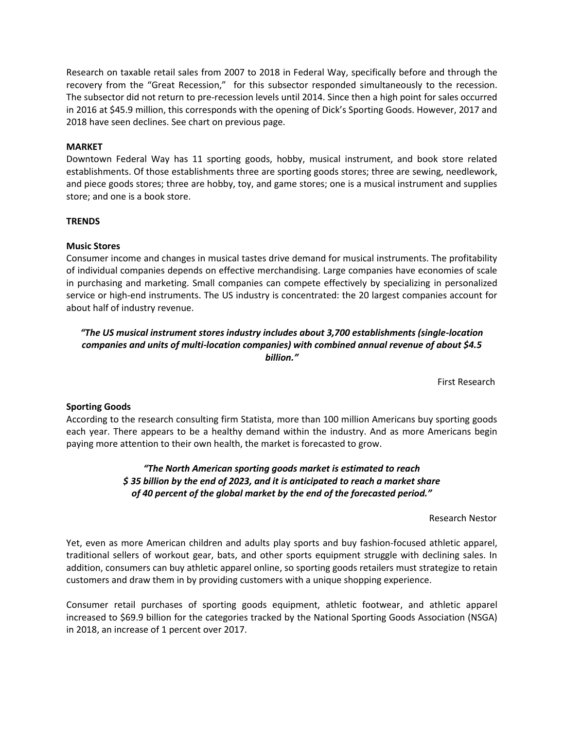Research on taxable retail sales from 2007 to 2018 in Federal Way, specifically before and through the recovery from the "Great Recession," for this subsector responded simultaneously to the recession. The subsector did not return to pre-recession levels until 2014. Since then a high point for sales occurred in 2016 at $45.9 million, this corresponds with the opening of Dick's Sporting Goods. However, 2017 and 2018 have seen declines. See chart on previous page.

## MARKET

Downtown Federal Way has 11 sporting goods, hobby, musical instrument, and book store related establishments. Of those establishments three are sporting goods stores; three are sewing, needlework, and piece goods stores; three are hobby, toy, and game stores; one is a musical instrument and supplies store; and one is a book store.

## TRENDS

### Music Stores

Consumer income and changes in musical tastes drive demand for musical instruments. The profitability of individual companies depends on effective merchandising. Large companies have economies of scale in purchasing and marketing. Small companies can compete effectively by specializing in personalized service or high-end instruments. The US industry is concentrated: the 20 largest companies account for about half of industry revenue.

***"The US musical instrument stores industry includes about 3,700 establishments (single-location companies and units of multi-location companies) with combined annual revenue of about $4.5 billion."***

First Research

### Sporting Goods

According to the research consulting firm Statista, more than 100 million Americans buy sporting goods each year. There appears to be a healthy demand within the industry. And as more Americans begin paying more attention to their own health, the market is forecasted to grow.

***"The North American sporting goods market is estimated to reach $ 35 billion by the end of 2023, and it is anticipated to reach a market share of 40 percent of the global market by the end of the forecasted period."***

Research Nestor

Yet, even as more American children and adults play sports and buy fashion-focused athletic apparel, traditional sellers of workout gear, bats, and other sports equipment struggle with declining sales. In addition, consumers can buy athletic apparel online, so sporting goods retailers must strategize to retain customers and draw them in by providing customers with a unique shopping experience.

Consumer retail purchases of sporting goods equipment, athletic footwear, and athletic apparel increased to $69.9 billion for the categories tracked by the National Sporting Goods Association (NSGA) in 2018, an increase of 1 percent over 2017.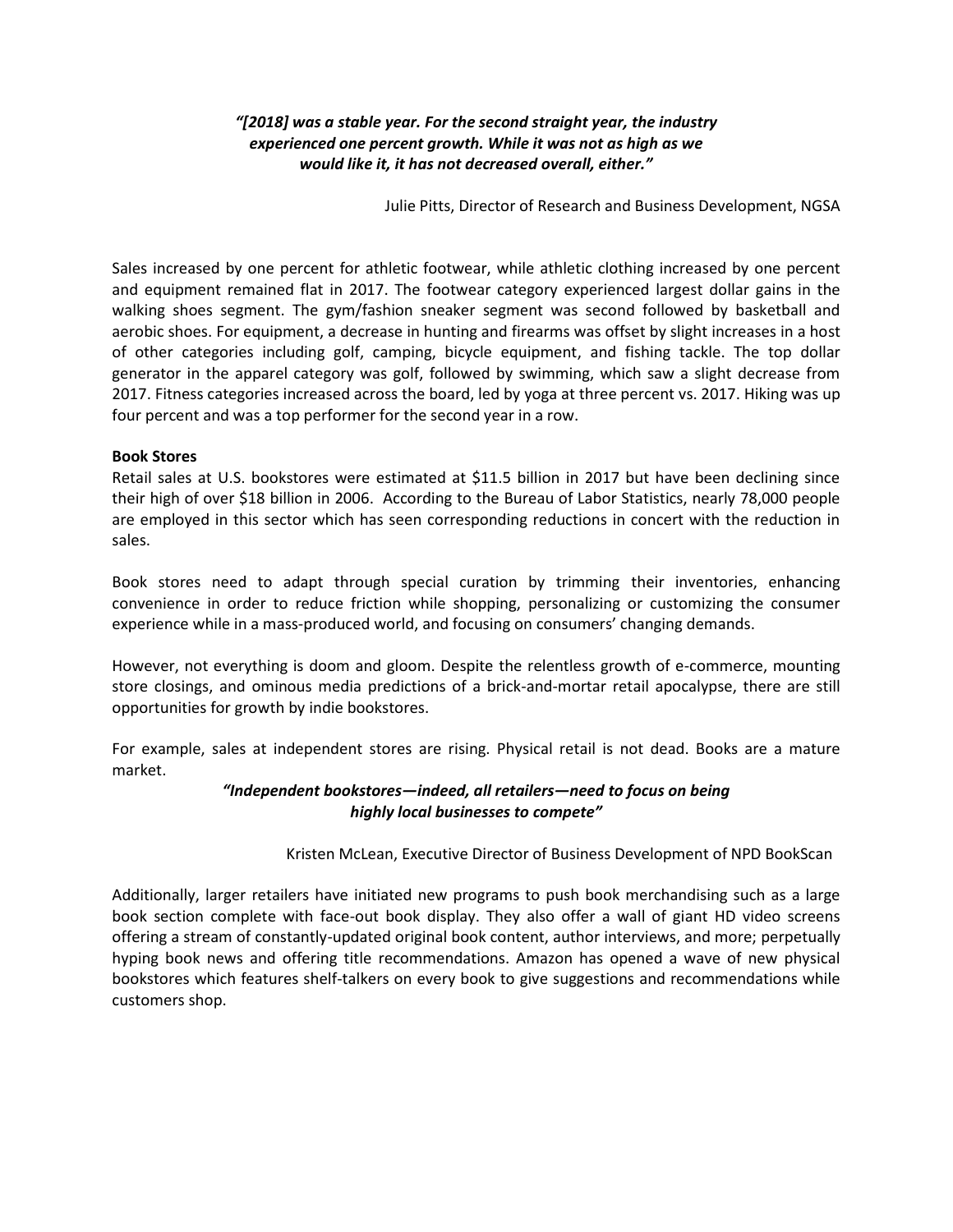***"[2018] was a stable year. For the second straight year, the industry experienced one percent growth. While it was not as high as we would like it, it has not decreased overall, either."***

Julie Pitts, Director of Research and Business Development, NGSA

Sales increased by one percent for athletic footwear, while athletic clothing increased by one percent and equipment remained flat in 2017. The footwear category experienced largest dollar gains in the walking shoes segment. The gym/fashion sneaker segment was second followed by basketball and aerobic shoes. For equipment, a decrease in hunting and firearms was offset by slight increases in a host of other categories including golf, camping, bicycle equipment, and fishing tackle. The top dollar generator in the apparel category was golf, followed by swimming, which saw a slight decrease from 2017. Fitness categories increased across the board, led by yoga at three percent vs. 2017. Hiking was up four percent and was a top performer for the second year in a row.

**Book Stores**

Retail sales at U.S. bookstores were estimated at $11.5 billion in 2017 but have been declining since their high of over $18 billion in 2006. According to the Bureau of Labor Statistics, nearly 78,000 people are employed in this sector which has seen corresponding reductions in concert with the reduction in sales.

Book stores need to adapt through special curation by trimming their inventories, enhancing convenience in order to reduce friction while shopping, personalizing or customizing the consumer experience while in a mass-produced world, and focusing on consumers' changing demands.

However, not everything is doom and gloom. Despite the relentless growth of e-commerce, mounting store closings, and ominous media predictions of a brick-and-mortar retail apocalypse, there are still opportunities for growth by indie bookstores.

For example, sales at independent stores are rising. Physical retail is not dead. Books are a mature market.

***"Independent bookstores—indeed, all retailers—need to focus on being highly local businesses to compete"***

Kristen McLean, Executive Director of Business Development of NPD BookScan

Additionally, larger retailers have initiated new programs to push book merchandising such as a large book section complete with face-out book display. They also offer a wall of giant HD video screens offering a stream of constantly-updated original book content, author interviews, and more; perpetually hyping book news and offering title recommendations. Amazon has opened a wave of new physical bookstores which features shelf-talkers on every book to give suggestions and recommendations while customers shop.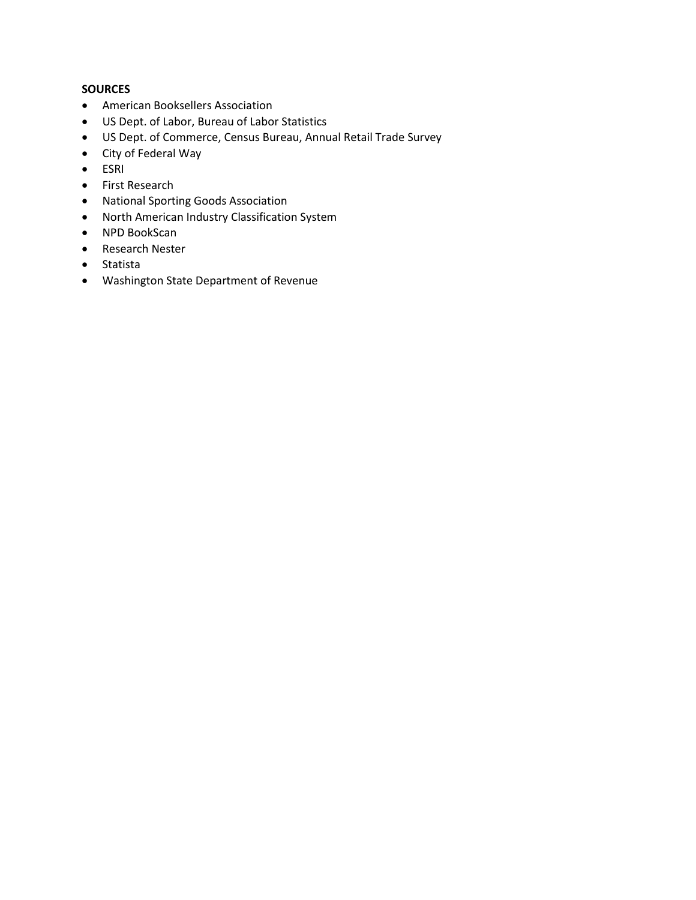**SOURCES**

- American Booksellers Association
- US Dept. of Labor, Bureau of Labor Statistics
- US Dept. of Commerce, Census Bureau, Annual Retail Trade Survey
- City of Federal Way
- ESRI
- First Research
- National Sporting Goods Association
- North American Industry Classification System
- NPD BookScan
- Research Nester
- Statista
- Washington State Department of Revenue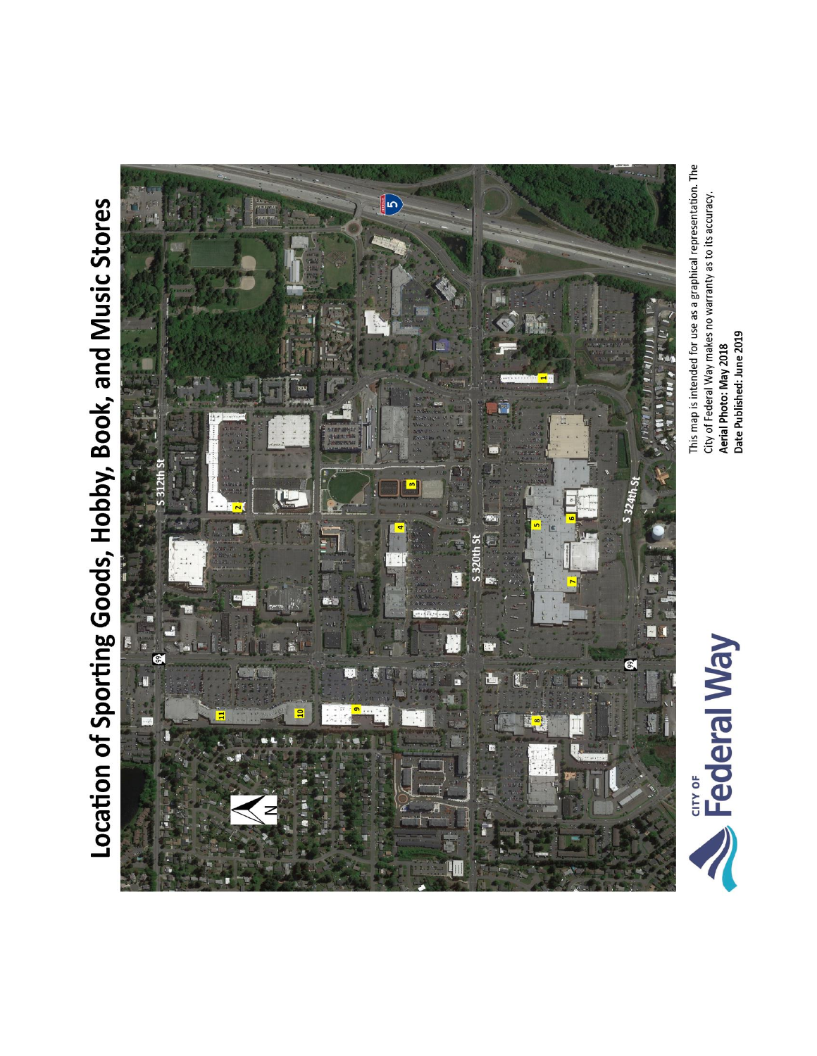# Location of Sporting Goods, Hobby, Book, and Music Stores

This map is intended for use as a graphical representation. The City of Federal Way makes no warranty as to its accuracy.
**Aerial Photo: May 2018**
**Date Published: June 2019**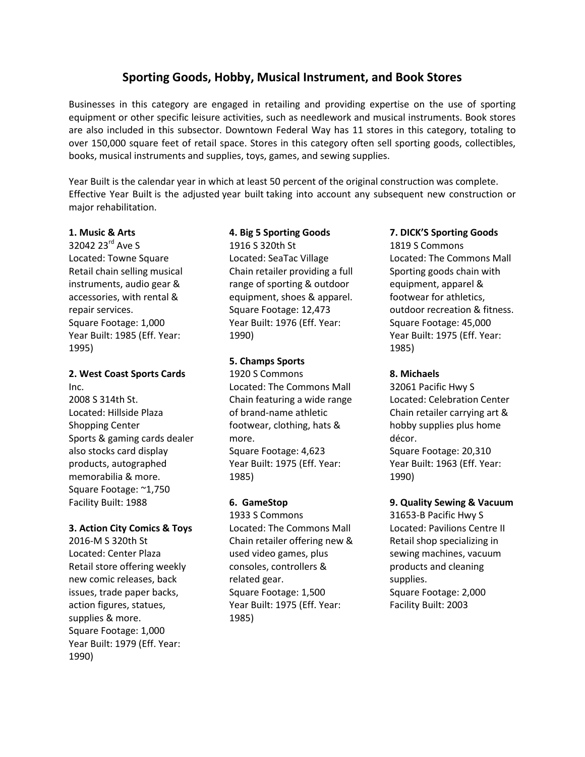# Sporting Goods, Hobby, Musical Instrument, and Book Stores

Businesses in this category are engaged in retailing and providing expertise on the use of sporting equipment or other specific leisure activities, such as needlework and musical instruments. Book stores are also included in this subsector. Downtown Federal Way has 11 stores in this category, totaling to over 150,000 square feet of retail space. Stores in this category often sell sporting goods, collectibles, books, musical instruments and supplies, toys, games, and sewing supplies.

Year Built is the calendar year in which at least 50 percent of the original construction was complete. Effective Year Built is the adjusted year built taking into account any subsequent new construction or major rehabilitation.

**1. Music & Arts**
32042 23rd Ave S
Located: Towne Square
Retail chain selling musical instruments, audio gear & accessories, with rental & repair services.
Square Footage: 1,000
Year Built: 1985 (Eff. Year: 1995)

**2. West Coast Sports Cards** Inc.
2008 S 314th St.
Located: Hillside Plaza Shopping Center
Sports & gaming cards dealer also stocks card display products, autographed memorabilia & more.
Square Footage: ~1,750
Facility Built: 1988

**3. Action City Comics & Toys**
2016-M S 320th St
Located: Center Plaza
Retail store offering weekly new comic releases, back issues, trade paper backs, action figures, statues, supplies & more.
Square Footage: 1,000
Year Built: 1979 (Eff. Year: 1990)

**4. Big 5 Sporting Goods**
1916 S 320th St
Located: SeaTac Village
Chain retailer providing a full range of sporting & outdoor equipment, shoes & apparel.
Square Footage: 12,473
Year Built: 1976 (Eff. Year: 1990)

**5. Champs Sports**
1920 S Commons
Located: The Commons Mall
Chain featuring a wide range of brand-name athletic footwear, clothing, hats & more.
Square Footage: 4,623
Year Built: 1975 (Eff. Year: 1985)

**6. GameStop**
1933 S Commons
Located: The Commons Mall
Chain retailer offering new & used video games, plus consoles, controllers & related gear.
Square Footage: 1,500
Year Built: 1975 (Eff. Year: 1985)

**7. DICK'S Sporting Goods**
1819 S Commons
Located: The Commons Mall
Sporting goods chain with equipment, apparel & footwear for athletics, outdoor recreation & fitness.
Square Footage: 45,000
Year Built: 1975 (Eff. Year: 1985)

**8. Michaels**
32061 Pacific Hwy S
Located: Celebration Center
Chain retailer carrying art & hobby supplies plus home décor.
Square Footage: 20,310
Year Built: 1963 (Eff. Year: 1990)

**9. Quality Sewing & Vacuum**
31653-B Pacific Hwy S
Located: Pavilions Centre II
Retail shop specializing in sewing machines, vacuum products and cleaning supplies.
Square Footage: 2,000
Facility Built: 2003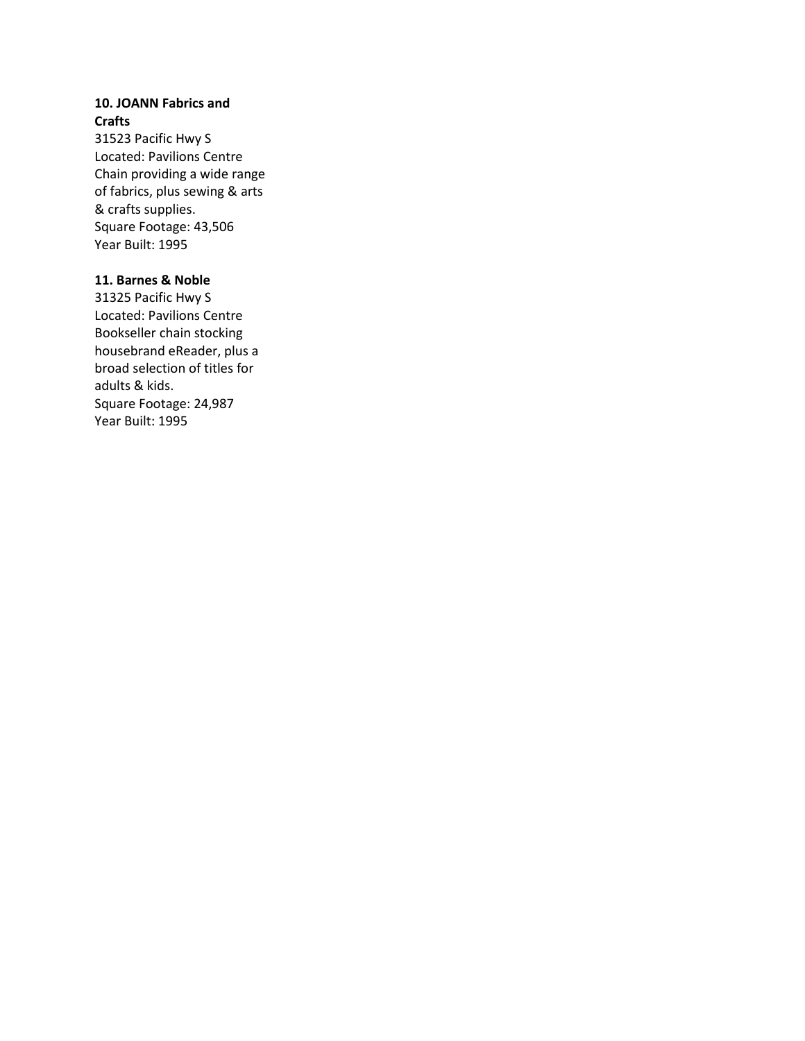**10. JOANN Fabrics and Crafts**
31523 Pacific Hwy S
Located: Pavilions Centre
Chain providing a wide range of fabrics, plus sewing & arts & crafts supplies.
Square Footage: 43,506
Year Built: 1995

**11. Barnes & Noble**
31325 Pacific Hwy S
Located: Pavilions Centre
Bookseller chain stocking housebrand eReader, plus a broad selection of titles for adults & kids.
Square Footage: 24,987
Year Built: 1995